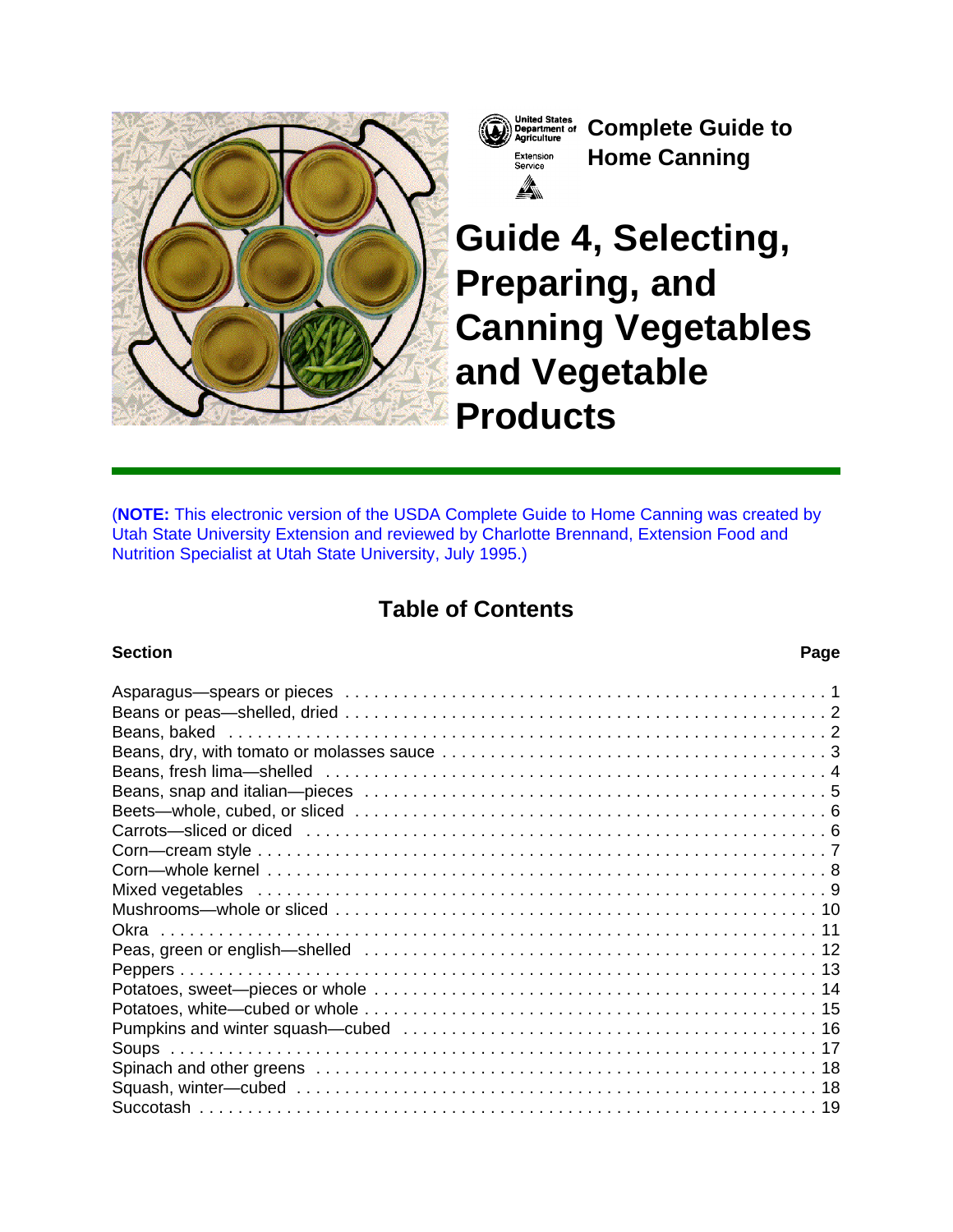United States Department of Agriculture

Extension Service

**Complete Guide to Home Canning**

# Guide 4, Selecting, Preparing, and Canning Vegetables and Vegetable Products

(**NOTE:** This electronic version of the USDA Complete Guide to Home Canning was created by Utah State University Extension and reviewed by Charlotte Brennand, Extension Food and Nutrition Specialist at Utah State University, July 1995.)

## Table of Contents

| Section | Page |
| --- | --- |
| Asparagus—spears or pieces | 1 |
| Beans or peas—shelled, dried | 2 |
| Beans, baked | 2 |
| Beans, dry, with tomato or molasses sauce | 3 |
| Beans, fresh lima—shelled | 4 |
| Beans, snap and italian—pieces | 5 |
| Beets—whole, cubed, or sliced | 6 |
| Carrots—sliced or diced | 6 |
| Corn—cream style | 7 |
| Corn—whole kernel | 8 |
| Mixed vegetables | 9 |
| Mushrooms—whole or sliced | 10 |
| Okra | 11 |
| Peas, green or english—shelled | 12 |
| Peppers | 13 |
| Potatoes, sweet—pieces or whole | 14 |
| Potatoes, white—cubed or whole | 15 |
| Pumpkins and winter squash—cubed | 16 |
| Soups | 17 |
| Spinach and other greens | 18 |
| Squash, winter—cubed | 18 |
| Succotash | 19 |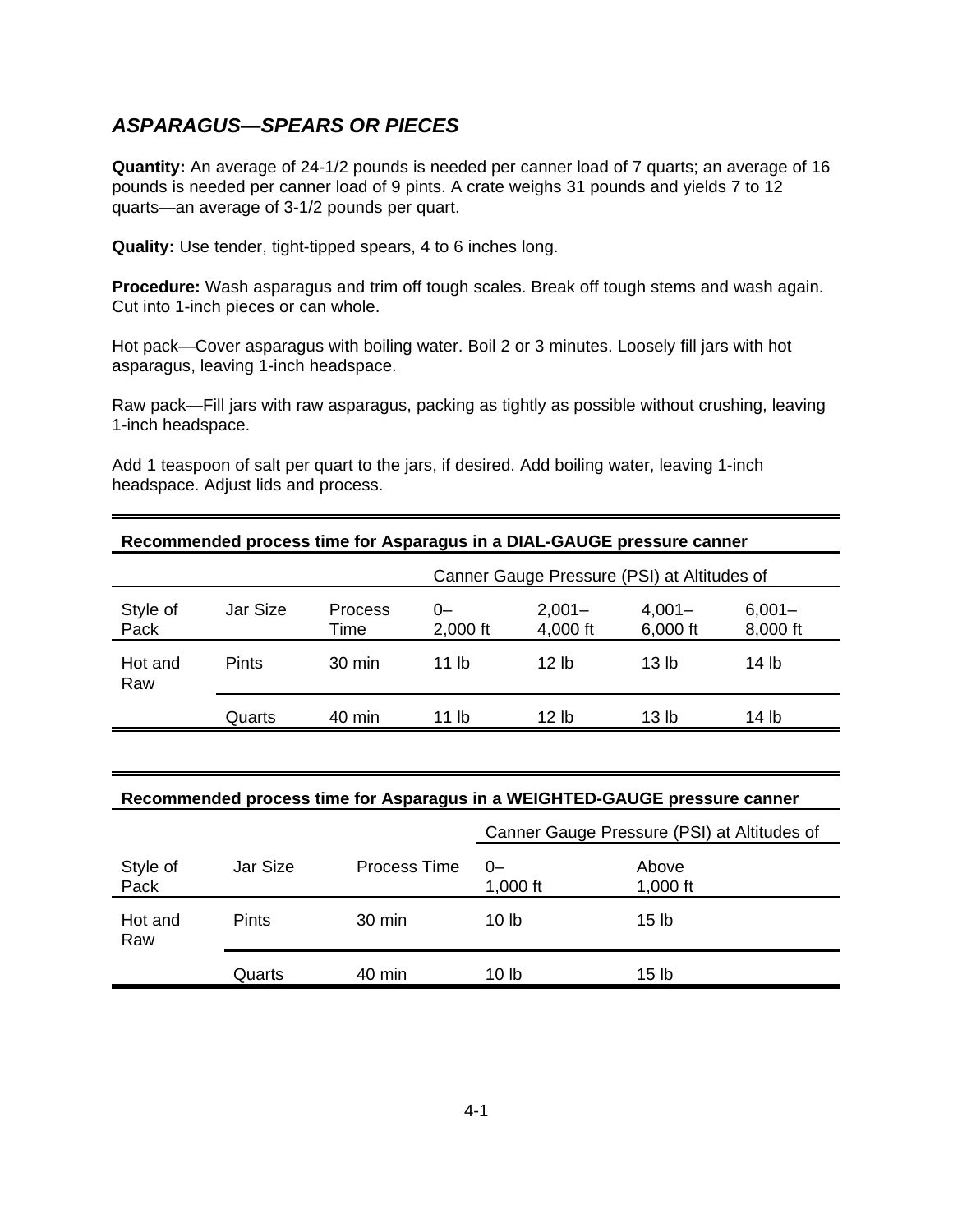## *ASPARAGUS—SPEARS OR PIECES*

**Quantity:** An average of 24-1/2 pounds is needed per canner load of 7 quarts; an average of 16 pounds is needed per canner load of 9 pints. A crate weighs 31 pounds and yields 7 to 12 quarts—an average of 3-1/2 pounds per quart.

**Quality:** Use tender, tight-tipped spears, 4 to 6 inches long.

**Procedure:** Wash asparagus and trim off tough scales. Break off tough stems and wash again. Cut into 1-inch pieces or can whole.

Hot pack—Cover asparagus with boiling water. Boil 2 or 3 minutes. Loosely fill jars with hot asparagus, leaving 1-inch headspace.

Raw pack—Fill jars with raw asparagus, packing as tightly as possible without crushing, leaving 1-inch headspace.

Add 1 teaspoon of salt per quart to the jars, if desired. Add boiling water, leaving 1-inch headspace. Adjust lids and process.

**Recommended process time for Asparagus in a DIAL-GAUGE pressure canner**

| | | | Canner Gauge Pressure (PSI) at Altitudes of | | | |
|---|---|---|---|---|---|---|
| Style of Pack | Jar Size | Process Time | 0–2,000 ft | 2,001–4,000 ft | 4,001–6,000 ft | 6,001–8,000 ft |
| Hot and Raw | Pints | 30 min | 11 lb | 12 lb | 13 lb | 14 lb |
| | Quarts | 40 min | 11 lb | 12 lb | 13 lb | 14 lb |

**Recommended process time for Asparagus in a WEIGHTED-GAUGE pressure canner**

| | | | Canner Gauge Pressure (PSI) at Altitudes of | |
|---|---|---|---|---|
| Style of Pack | Jar Size | Process Time | 0–1,000 ft | Above 1,000 ft |
| Hot and Raw | Pints | 30 min | 10 lb | 15 lb |
| | Quarts | 40 min | 10 lb | 15 lb |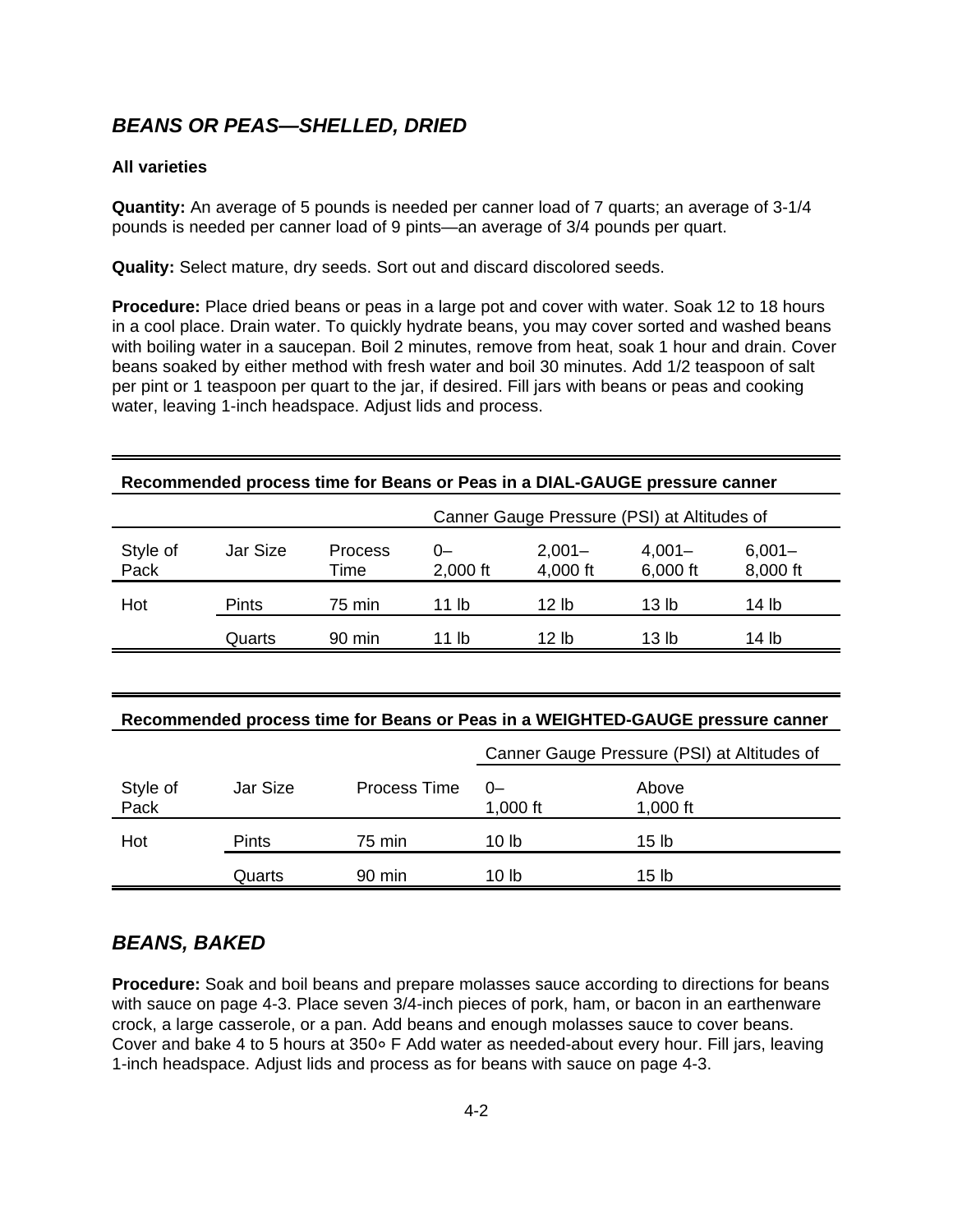## *BEANS OR PEAS—SHELLED, DRIED*

**All varieties**

**Quantity:** An average of 5 pounds is needed per canner load of 7 quarts; an average of 3-1/4 pounds is needed per canner load of 9 pints—an average of 3/4 pounds per quart.

**Quality:** Select mature, dry seeds. Sort out and discard discolored seeds.

**Procedure:** Place dried beans or peas in a large pot and cover with water. Soak 12 to 18 hours in a cool place. Drain water. To quickly hydrate beans, you may cover sorted and washed beans with boiling water in a saucepan. Boil 2 minutes, remove from heat, soak 1 hour and drain. Cover beans soaked by either method with fresh water and boil 30 minutes. Add 1/2 teaspoon of salt per pint or 1 teaspoon per quart to the jar, if desired. Fill jars with beans or peas and cooking water, leaving 1-inch headspace. Adjust lids and process.

**Recommended process time for Beans or Peas in a DIAL-GAUGE pressure canner**

| | | | Canner Gauge Pressure (PSI) at Altitudes of | | | |
|---|---|---|---|---|---|---|
| Style of Pack | Jar Size | Process Time | 0–2,000 ft | 2,001–4,000 ft | 4,001–6,000 ft | 6,001–8,000 ft |
| Hot | Pints | 75 min | 11 lb | 12 lb | 13 lb | 14 lb |
| | Quarts | 90 min | 11 lb | 12 lb | 13 lb | 14 lb |

**Recommended process time for Beans or Peas in a WEIGHTED-GAUGE pressure canner**

| | | | Canner Gauge Pressure (PSI) at Altitudes of | |
|---|---|---|---|---|
| Style of Pack | Jar Size | Process Time | 0–1,000 ft | Above 1,000 ft |
| Hot | Pints | 75 min | 10 lb | 15 lb |
| | Quarts | 90 min | 10 lb | 15 lb |

## *BEANS, BAKED*

**Procedure:** Soak and boil beans and prepare molasses sauce according to directions for beans with sauce on page 4-3. Place seven 3/4-inch pieces of pork, ham, or bacon in an earthenware crock, a large casserole, or a pan. Add beans and enough molasses sauce to cover beans. Cover and bake 4 to 5 hours at 350∘ F Add water as needed-about every hour. Fill jars, leaving 1-inch headspace. Adjust lids and process as for beans with sauce on page 4-3.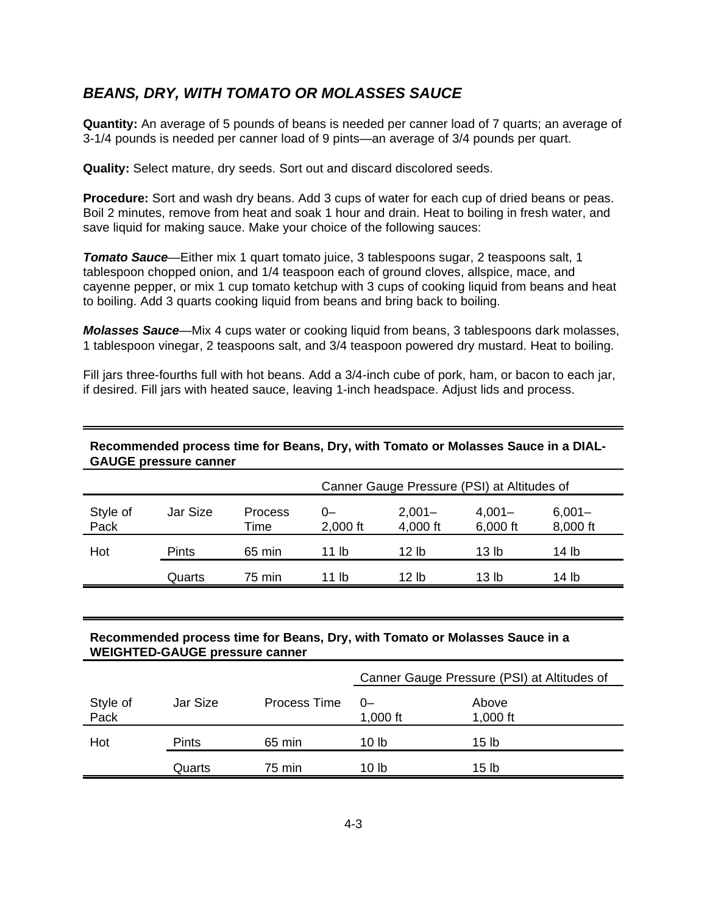## *BEANS, DRY, WITH TOMATO OR MOLASSES SAUCE*

**Quantity:** An average of 5 pounds of beans is needed per canner load of 7 quarts; an average of 3-1/4 pounds is needed per canner load of 9 pints—an average of 3/4 pounds per quart.

**Quality:** Select mature, dry seeds. Sort out and discard discolored seeds.

**Procedure:** Sort and wash dry beans. Add 3 cups of water for each cup of dried beans or peas. Boil 2 minutes, remove from heat and soak 1 hour and drain. Heat to boiling in fresh water, and save liquid for making sauce. Make your choice of the following sauces:

***Tomato Sauce***—Either mix 1 quart tomato juice, 3 tablespoons sugar, 2 teaspoons salt, 1 tablespoon chopped onion, and 1/4 teaspoon each of ground cloves, allspice, mace, and cayenne pepper, or mix 1 cup tomato ketchup with 3 cups of cooking liquid from beans and heat to boiling. Add 3 quarts cooking liquid from beans and bring back to boiling.

***Molasses Sauce***—Mix 4 cups water or cooking liquid from beans, 3 tablespoons dark molasses, 1 tablespoon vinegar, 2 teaspoons salt, and 3/4 teaspoon powered dry mustard. Heat to boiling.

Fill jars three-fourths full with hot beans. Add a 3/4-inch cube of pork, ham, or bacon to each jar, if desired. Fill jars with heated sauce, leaving 1-inch headspace. Adjust lids and process.

**Recommended process time for Beans, Dry, with Tomato or Molasses Sauce in a DIAL-GAUGE pressure canner**

| | | | Canner Gauge Pressure (PSI) at Altitudes of | | | |
|---|---|---|---|---|---|---|
| Style of Pack | Jar Size | Process Time | 0–2,000 ft | 2,001–4,000 ft | 4,001–6,000 ft | 6,001–8,000 ft |
| Hot | Pints | 65 min | 11 lb | 12 lb | 13 lb | 14 lb |
| | Quarts | 75 min | 11 lb | 12 lb | 13 lb | 14 lb |

**Recommended process time for Beans, Dry, with Tomato or Molasses Sauce in a WEIGHTED-GAUGE pressure canner**

| | | | Canner Gauge Pressure (PSI) at Altitudes of | |
|---|---|---|---|---|
| Style of Pack | Jar Size | Process Time | 0–1,000 ft | Above 1,000 ft |
| Hot | Pints | 65 min | 10 lb | 15 lb |
| | Quarts | 75 min | 10 lb | 15 lb |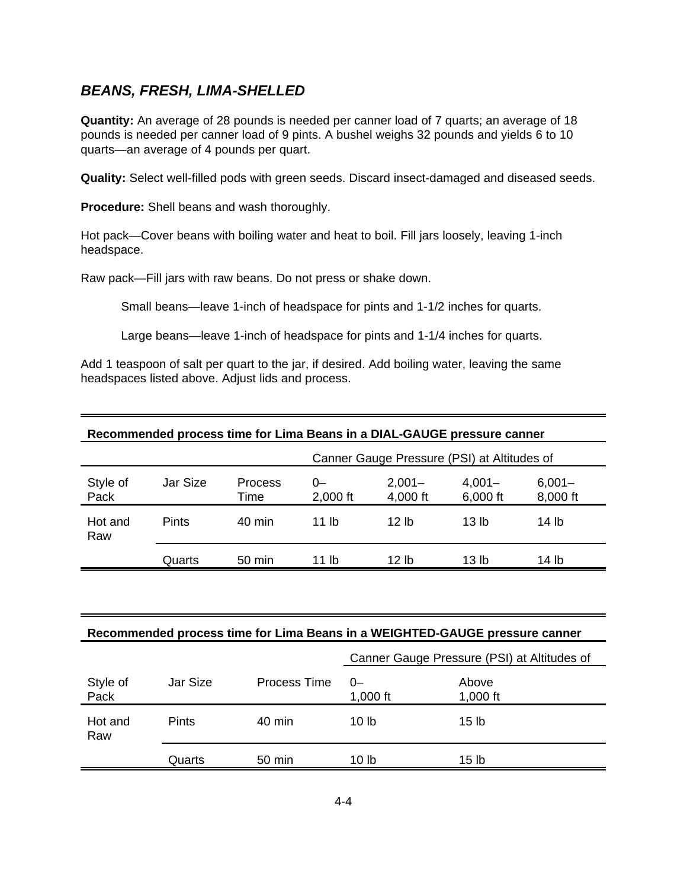## *BEANS, FRESH, LIMA-SHELLED*

**Quantity:** An average of 28 pounds is needed per canner load of 7 quarts; an average of 18 pounds is needed per canner load of 9 pints. A bushel weighs 32 pounds and yields 6 to 10 quarts—an average of 4 pounds per quart.

**Quality:** Select well-filled pods with green seeds. Discard insect-damaged and diseased seeds.

**Procedure:** Shell beans and wash thoroughly.

Hot pack—Cover beans with boiling water and heat to boil. Fill jars loosely, leaving 1-inch headspace.

Raw pack—Fill jars with raw beans. Do not press or shake down.

> Small beans—leave 1-inch of headspace for pints and 1-1/2 inches for quarts.
>
> Large beans—leave 1-inch of headspace for pints and 1-1/4 inches for quarts.

Add 1 teaspoon of salt per quart to the jar, if desired. Add boiling water, leaving the same headspaces listed above. Adjust lids and process.

**Recommended process time for Lima Beans in a DIAL-GAUGE pressure canner**

| | | | Canner Gauge Pressure (PSI) at Altitudes of | | | |
|---|---|---|---|---|---|---|
| Style of Pack | Jar Size | Process Time | 0–2,000 ft | 2,001–4,000 ft | 4,001–6,000 ft | 6,001–8,000 ft |
| Hot and Raw | Pints | 40 min | 11 lb | 12 lb | 13 lb | 14 lb |
| | Quarts | 50 min | 11 lb | 12 lb | 13 lb | 14 lb |

**Recommended process time for Lima Beans in a WEIGHTED-GAUGE pressure canner**

| | | | Canner Gauge Pressure (PSI) at Altitudes of | |
|---|---|---|---|---|
| Style of Pack | Jar Size | Process Time | 0–1,000 ft | Above 1,000 ft |
| Hot and Raw | Pints | 40 min | 10 lb | 15 lb |
| | Quarts | 50 min | 10 lb | 15 lb |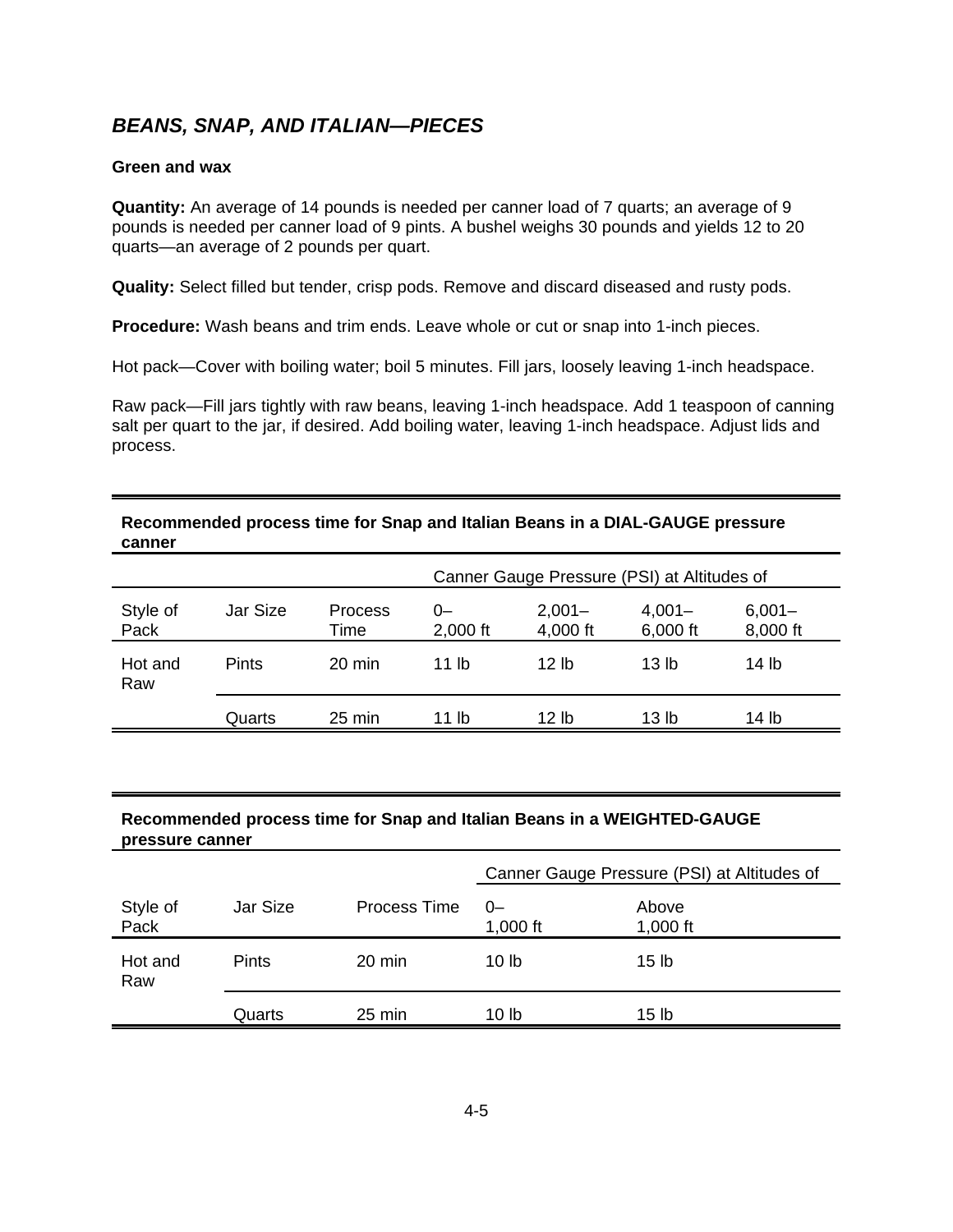## *BEANS, SNAP, AND ITALIAN—PIECES*

**Green and wax**

**Quantity:** An average of 14 pounds is needed per canner load of 7 quarts; an average of 9 pounds is needed per canner load of 9 pints. A bushel weighs 30 pounds and yields 12 to 20 quarts—an average of 2 pounds per quart.

**Quality:** Select filled but tender, crisp pods. Remove and discard diseased and rusty pods.

**Procedure:** Wash beans and trim ends. Leave whole or cut or snap into 1-inch pieces.

Hot pack—Cover with boiling water; boil 5 minutes. Fill jars, loosely leaving 1-inch headspace.

Raw pack—Fill jars tightly with raw beans, leaving 1-inch headspace. Add 1 teaspoon of canning salt per quart to the jar, if desired. Add boiling water, leaving 1-inch headspace. Adjust lids and process.

**Recommended process time for Snap and Italian Beans in a DIAL-GAUGE pressure canner**

| | | | Canner Gauge Pressure (PSI) at Altitudes of | | | |
|---|---|---|---|---|---|---|
| Style of Pack | Jar Size | Process Time | 0–2,000 ft | 2,001–4,000 ft | 4,001–6,000 ft | 6,001–8,000 ft |
| Hot and Raw | Pints | 20 min | 11 lb | 12 lb | 13 lb | 14 lb |
| | Quarts | 25 min | 11 lb | 12 lb | 13 lb | 14 lb |

**Recommended process time for Snap and Italian Beans in a WEIGHTED-GAUGE pressure canner**

| | | | Canner Gauge Pressure (PSI) at Altitudes of | |
|---|---|---|---|---|
| Style of Pack | Jar Size | Process Time | 0–1,000 ft | Above 1,000 ft |
| Hot and Raw | Pints | 20 min | 10 lb | 15 lb |
| | Quarts | 25 min | 10 lb | 15 lb |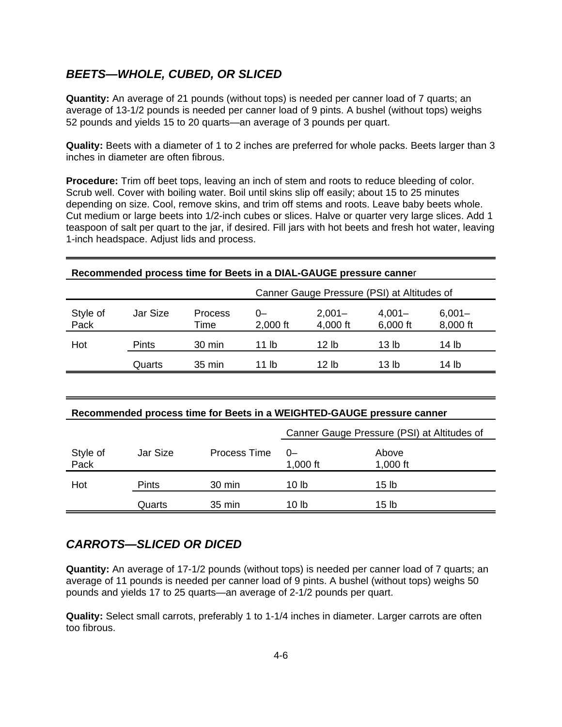## *BEETS—WHOLE, CUBED, OR SLICED*

**Quantity:** An average of 21 pounds (without tops) is needed per canner load of 7 quarts; an average of 13-1/2 pounds is needed per canner load of 9 pints. A bushel (without tops) weighs 52 pounds and yields 15 to 20 quarts—an average of 3 pounds per quart.

**Quality:** Beets with a diameter of 1 to 2 inches are preferred for whole packs. Beets larger than 3 inches in diameter are often fibrous.

**Procedure:** Trim off beet tops, leaving an inch of stem and roots to reduce bleeding of color. Scrub well. Cover with boiling water. Boil until skins slip off easily; about 15 to 25 minutes depending on size. Cool, remove skins, and trim off stems and roots. Leave baby beets whole. Cut medium or large beets into 1/2-inch cubes or slices. Halve or quarter very large slices. Add 1 teaspoon of salt per quart to the jar, if desired. Fill jars with hot beets and fresh hot water, leaving 1-inch headspace. Adjust lids and process.

**Recommended process time for Beets in a DIAL-GAUGE pressure canner**

| | | | Canner Gauge Pressure (PSI) at Altitudes of | | | |
|---|---|---|---|---|---|---|
| Style of Pack | Jar Size | Process Time | 0–2,000 ft | 2,001–4,000 ft | 4,001–6,000 ft | 6,001–8,000 ft |
| Hot | Pints | 30 min | 11 lb | 12 lb | 13 lb | 14 lb |
| | Quarts | 35 min | 11 lb | 12 lb | 13 lb | 14 lb |

**Recommended process time for Beets in a WEIGHTED-GAUGE pressure canner**

| | | | Canner Gauge Pressure (PSI) at Altitudes of | |
|---|---|---|---|---|
| Style of Pack | Jar Size | Process Time | 0–1,000 ft | Above 1,000 ft |
| Hot | Pints | 30 min | 10 lb | 15 lb |
| | Quarts | 35 min | 10 lb | 15 lb |

## *CARROTS—SLICED OR DICED*

**Quantity:** An average of 17-1/2 pounds (without tops) is needed per canner load of 7 quarts; an average of 11 pounds is needed per canner load of 9 pints. A bushel (without tops) weighs 50 pounds and yields 17 to 25 quarts—an average of 2-1/2 pounds per quart.

**Quality:** Select small carrots, preferably 1 to 1-1/4 inches in diameter. Larger carrots are often too fibrous.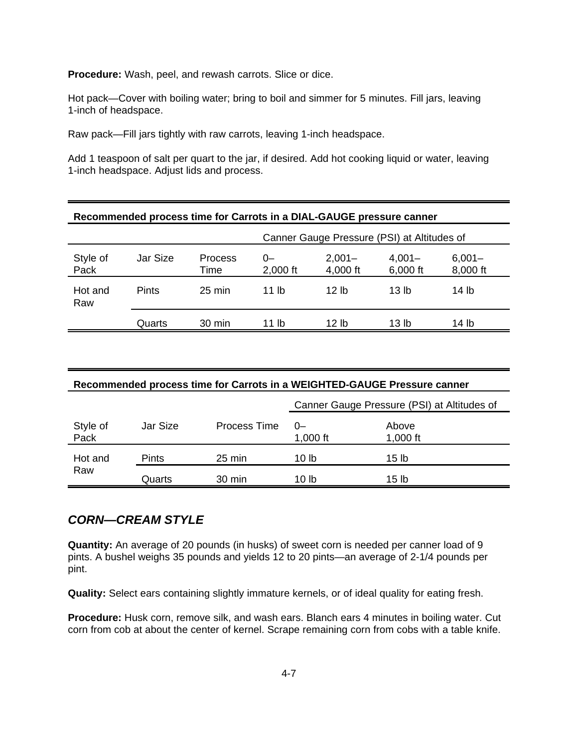**Procedure:** Wash, peel, and rewash carrots. Slice or dice.

Hot pack—Cover with boiling water; bring to boil and simmer for 5 minutes. Fill jars, leaving 1-inch of headspace.

Raw pack—Fill jars tightly with raw carrots, leaving 1-inch headspace.

Add 1 teaspoon of salt per quart to the jar, if desired. Add hot cooking liquid or water, leaving 1-inch headspace. Adjust lids and process.

**Recommended process time for Carrots in a DIAL-GAUGE pressure canner**

| | | | Canner Gauge Pressure (PSI) at Altitudes of | | | |
|---|---|---|---|---|---|---|
| Style of Pack | Jar Size | Process Time | 0–2,000 ft | 2,001–4,000 ft | 4,001–6,000 ft | 6,001–8,000 ft |
| Hot and Raw | Pints | 25 min | 11 lb | 12 lb | 13 lb | 14 lb |
| | Quarts | 30 min | 11 lb | 12 lb | 13 lb | 14 lb |

**Recommended process time for Carrots in a WEIGHTED-GAUGE Pressure canner**

| | | | Canner Gauge Pressure (PSI) at Altitudes of | |
|---|---|---|---|---|
| Style of Pack | Jar Size | Process Time | 0–1,000 ft | Above 1,000 ft |
| Hot and Raw | Pints | 25 min | 10 lb | 15 lb |
| | Quarts | 30 min | 10 lb | 15 lb |

## *CORN—CREAM STYLE*

**Quantity:** An average of 20 pounds (in husks) of sweet corn is needed per canner load of 9 pints. A bushel weighs 35 pounds and yields 12 to 20 pints—an average of 2-1/4 pounds per pint.

**Quality:** Select ears containing slightly immature kernels, or of ideal quality for eating fresh.

**Procedure:** Husk corn, remove silk, and wash ears. Blanch ears 4 minutes in boiling water. Cut corn from cob at about the center of kernel. Scrape remaining corn from cobs with a table knife.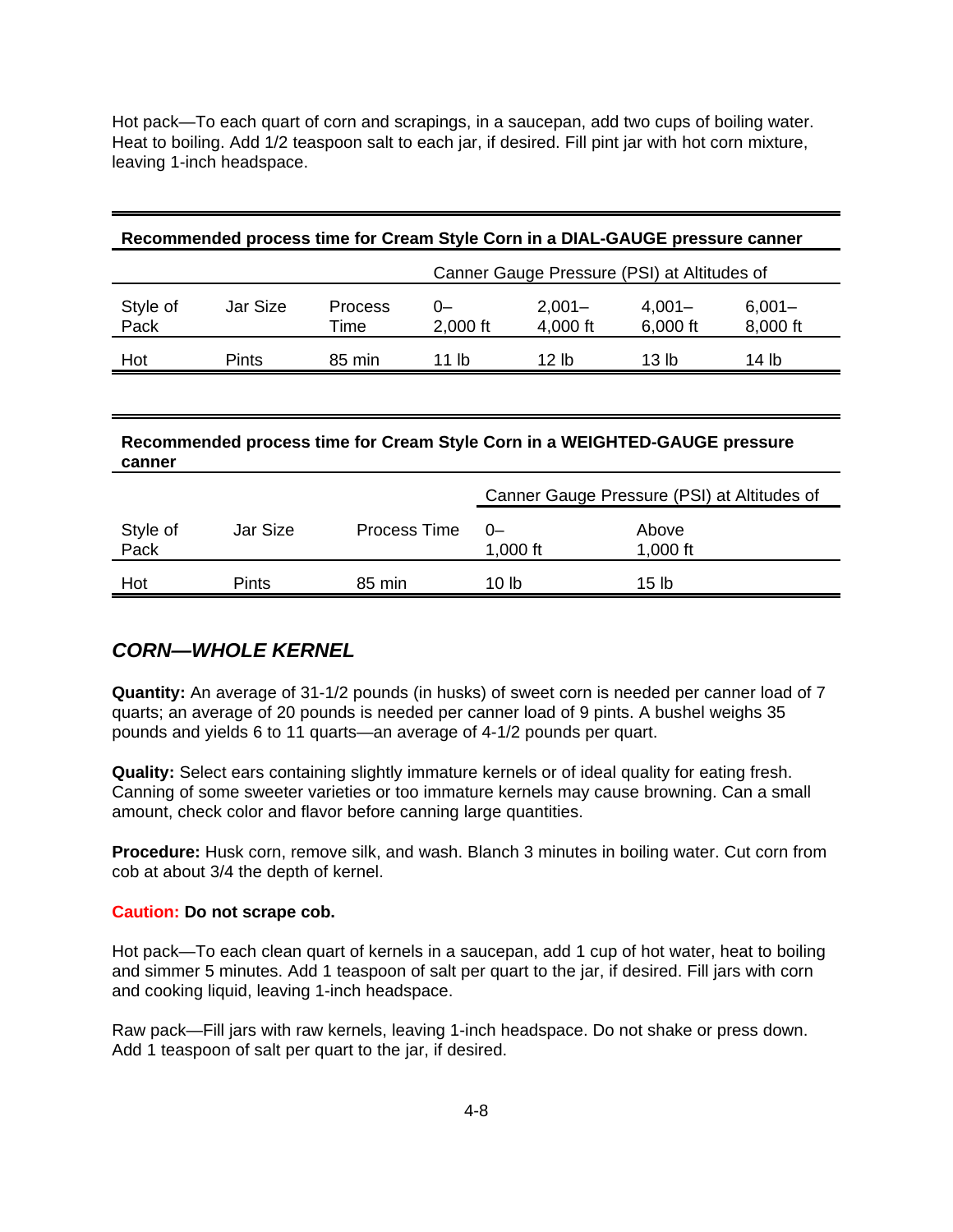Hot pack—To each quart of corn and scrapings, in a saucepan, add two cups of boiling water. Heat to boiling. Add 1/2 teaspoon salt to each jar, if desired. Fill pint jar with hot corn mixture, leaving 1-inch headspace.

**Recommended process time for Cream Style Corn in a DIAL-GAUGE pressure canner**

| | | | Canner Gauge Pressure (PSI) at Altitudes of | | | |
|---|---|---|---|---|---|---|
| Style of Pack | Jar Size | Process Time | 0–2,000 ft | 2,001–4,000 ft | 4,001–6,000 ft | 6,001–8,000 ft |
| Hot | Pints | 85 min | 11 lb | 12 lb | 13 lb | 14 lb |

**Recommended process time for Cream Style Corn in a WEIGHTED-GAUGE pressure canner**

| | | | Canner Gauge Pressure (PSI) at Altitudes of | |
|---|---|---|---|---|
| Style of Pack | Jar Size | Process Time | 0–1,000 ft | Above 1,000 ft |
| Hot | Pints | 85 min | 10 lb | 15 lb |

## *CORN—WHOLE KERNEL*

**Quantity:** An average of 31-1/2 pounds (in husks) of sweet corn is needed per canner load of 7 quarts; an average of 20 pounds is needed per canner load of 9 pints. A bushel weighs 35 pounds and yields 6 to 11 quarts—an average of 4-1/2 pounds per quart.

**Quality:** Select ears containing slightly immature kernels or of ideal quality for eating fresh. Canning of some sweeter varieties or too immature kernels may cause browning. Can a small amount, check color and flavor before canning large quantities.

**Procedure:** Husk corn, remove silk, and wash. Blanch 3 minutes in boiling water. Cut corn from cob at about 3/4 the depth of kernel.

**Caution: Do not scrape cob.**

Hot pack—To each clean quart of kernels in a saucepan, add 1 cup of hot water, heat to boiling and simmer 5 minutes. Add 1 teaspoon of salt per quart to the jar, if desired. Fill jars with corn and cooking liquid, leaving 1-inch headspace.

Raw pack—Fill jars with raw kernels, leaving 1-inch headspace. Do not shake or press down. Add 1 teaspoon of salt per quart to the jar, if desired.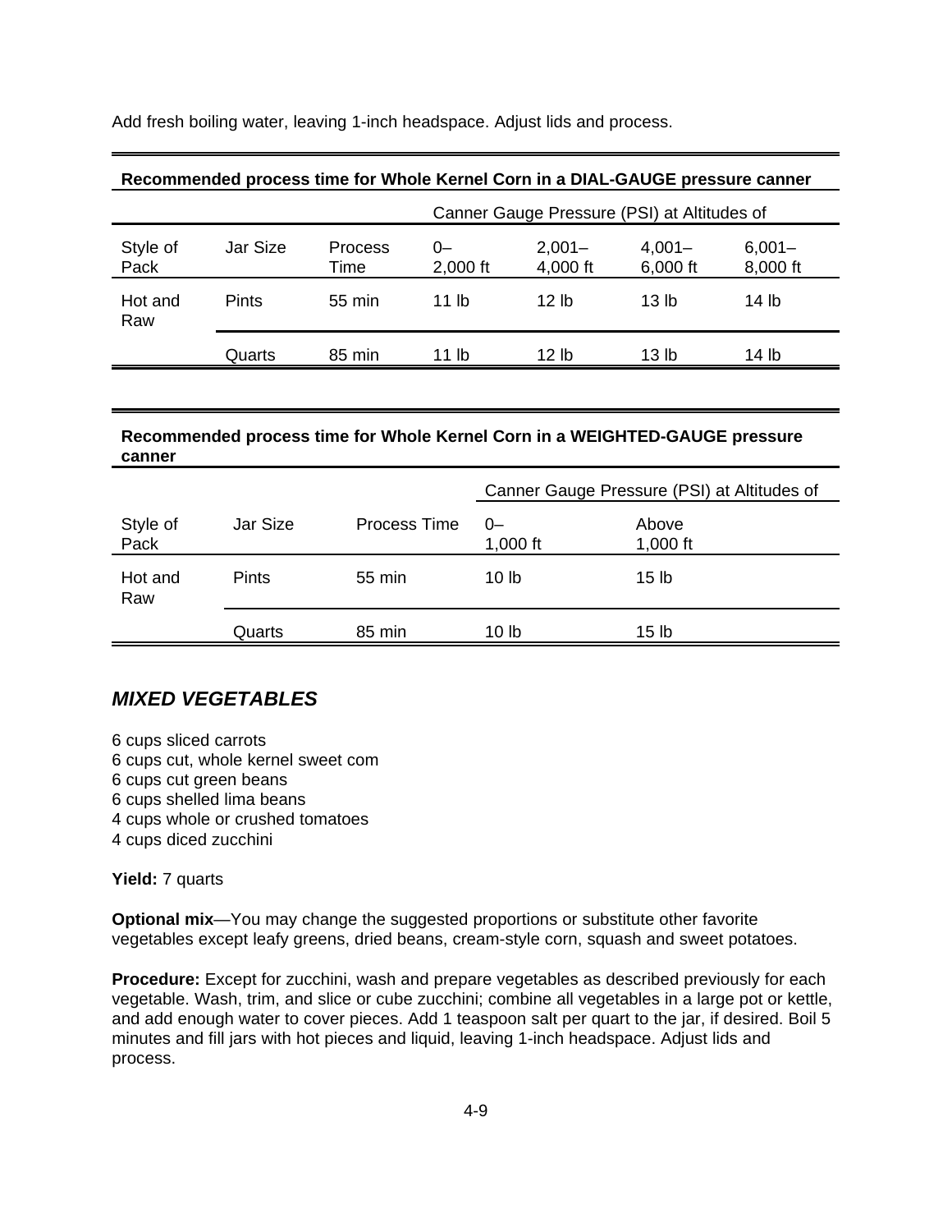Add fresh boiling water, leaving 1-inch headspace. Adjust lids and process.

**Recommended process time for Whole Kernel Corn in a DIAL-GAUGE pressure canner**

| | | | Canner Gauge Pressure (PSI) at Altitudes of | | | |
|---|---|---|---|---|---|---|
| Style of Pack | Jar Size | Process Time | 0–2,000 ft | 2,001–4,000 ft | 4,001–6,000 ft | 6,001–8,000 ft |
| Hot and Raw | Pints | 55 min | 11 lb | 12 lb | 13 lb | 14 lb |
| | Quarts | 85 min | 11 lb | 12 lb | 13 lb | 14 lb |

**Recommended process time for Whole Kernel Corn in a WEIGHTED-GAUGE pressure canner**

| | | | Canner Gauge Pressure (PSI) at Altitudes of | |
|---|---|---|---|---|
| Style of Pack | Jar Size | Process Time | 0–1,000 ft | Above 1,000 ft |
| Hot and Raw | Pints | 55 min | 10 lb | 15 lb |
| | Quarts | 85 min | 10 lb | 15 lb |

## *MIXED VEGETABLES*

6 cups sliced carrots
6 cups cut, whole kernel sweet com
6 cups cut green beans
6 cups shelled lima beans
4 cups whole or crushed tomatoes
4 cups diced zucchini

**Yield:** 7 quarts

**Optional mix**—You may change the suggested proportions or substitute other favorite vegetables except leafy greens, dried beans, cream-style corn, squash and sweet potatoes.

**Procedure:** Except for zucchini, wash and prepare vegetables as described previously for each vegetable. Wash, trim, and slice or cube zucchini; combine all vegetables in a large pot or kettle, and add enough water to cover pieces. Add 1 teaspoon salt per quart to the jar, if desired. Boil 5 minutes and fill jars with hot pieces and liquid, leaving 1-inch headspace. Adjust lids and process.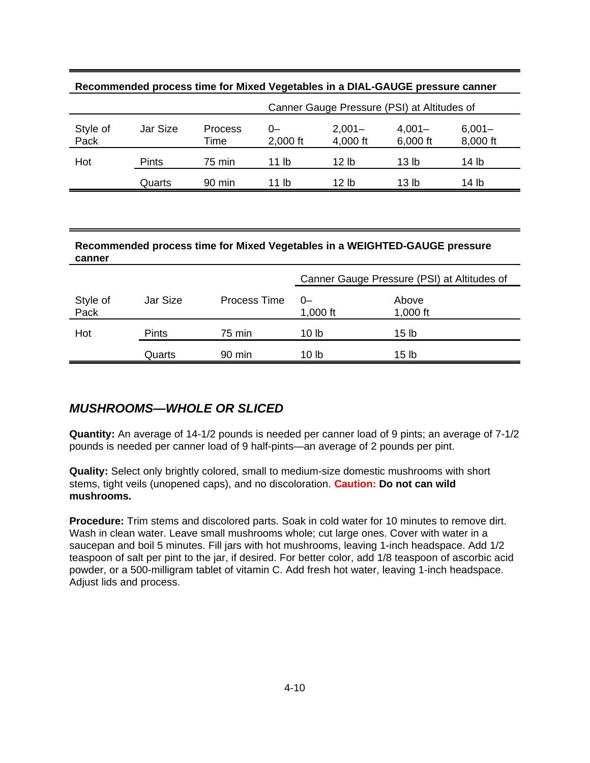**Recommended process time for Mixed Vegetables in a DIAL-GAUGE pressure canner**

| | | | Canner Gauge Pressure (PSI) at Altitudes of | | | |
|---|---|---|---|---|---|---|
| Style of Pack | Jar Size | Process Time | 0–2,000 ft | 2,001–4,000 ft | 4,001–6,000 ft | 6,001–8,000 ft |
| Hot | Pints | 75 min | 11 lb | 12 lb | 13 lb | 14 lb |
| | Quarts | 90 min | 11 lb | 12 lb | 13 lb | 14 lb |

**Recommended process time for Mixed Vegetables in a WEIGHTED-GAUGE pressure canner**

| | | | Canner Gauge Pressure (PSI) at Altitudes of | |
|---|---|---|---|---|
| Style of Pack | Jar Size | Process Time | 0–1,000 ft | Above 1,000 ft |
| Hot | Pints | 75 min | 10 lb | 15 lb |
| | Quarts | 90 min | 10 lb | 15 lb |

## *MUSHROOMS—WHOLE OR SLICED*

**Quantity:** An average of 14-1/2 pounds is needed per canner load of 9 pints; an average of 7-1/2 pounds is needed per canner load of 9 half-pints—an average of 2 pounds per pint.

**Quality:** Select only brightly colored, small to medium-size domestic mushrooms with short stems, tight veils (unopened caps), and no discoloration. **Caution: Do not can wild mushrooms.**

**Procedure:** Trim stems and discolored parts. Soak in cold water for 10 minutes to remove dirt. Wash in clean water. Leave small mushrooms whole; cut large ones. Cover with water in a saucepan and boil 5 minutes. Fill jars with hot mushrooms, leaving 1-inch headspace. Add 1/2 teaspoon of salt per pint to the jar, if desired. For better color, add 1/8 teaspoon of ascorbic acid powder, or a 500-milligram tablet of vitamin C. Add fresh hot water, leaving 1-inch headspace. Adjust lids and process.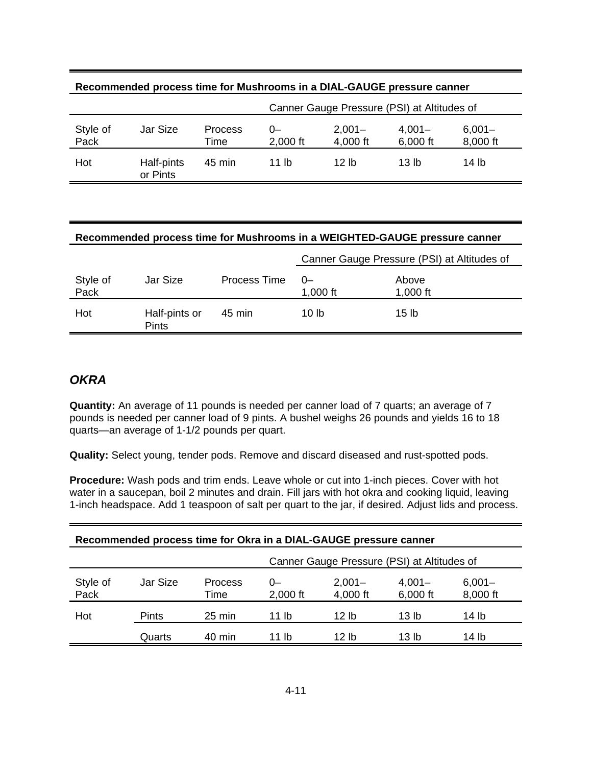| Recommended process time for Mushrooms in a DIAL-GAUGE pressure canner | | | | | | |
|---|---|---|---|---|---|---|
| | | | Canner Gauge Pressure (PSI) at Altitudes of | | | |
| Style of Pack | Jar Size | Process Time | 0– 2,000 ft | 2,001– 4,000 ft | 4,001– 6,000 ft | 6,001– 8,000 ft |
| Hot | Half-pints or Pints | 45 min | 11 lb | 12 lb | 13 lb | 14 lb |

| Recommended process time for Mushrooms in a WEIGHTED-GAUGE pressure canner | | | | |
|---|---|---|---|---|
| | | | Canner Gauge Pressure (PSI) at Altitudes of | |
| Style of Pack | Jar Size | Process Time | 0– 1,000 ft | Above 1,000 ft |
| Hot | Half-pints or Pints | 45 min | 10 lb | 15 lb |

## *OKRA*

**Quantity:** An average of 11 pounds is needed per canner load of 7 quarts; an average of 7 pounds is needed per canner load of 9 pints. A bushel weighs 26 pounds and yields 16 to 18 quarts—an average of 1-1/2 pounds per quart.

**Quality:** Select young, tender pods. Remove and discard diseased and rust-spotted pods.

**Procedure:** Wash pods and trim ends. Leave whole or cut into 1-inch pieces. Cover with hot water in a saucepan, boil 2 minutes and drain. Fill jars with hot okra and cooking liquid, leaving 1-inch headspace. Add 1 teaspoon of salt per quart to the jar, if desired. Adjust lids and process.

| Recommended process time for Okra in a DIAL-GAUGE pressure canner | | | | | | |
|---|---|---|---|---|---|---|
| | | | Canner Gauge Pressure (PSI) at Altitudes of | | | |
| Style of Pack | Jar Size | Process Time | 0– 2,000 ft | 2,001– 4,000 ft | 4,001– 6,000 ft | 6,001– 8,000 ft |
| Hot | Pints | 25 min | 11 lb | 12 lb | 13 lb | 14 lb |
| | Quarts | 40 min | 11 lb | 12 lb | 13 lb | 14 lb |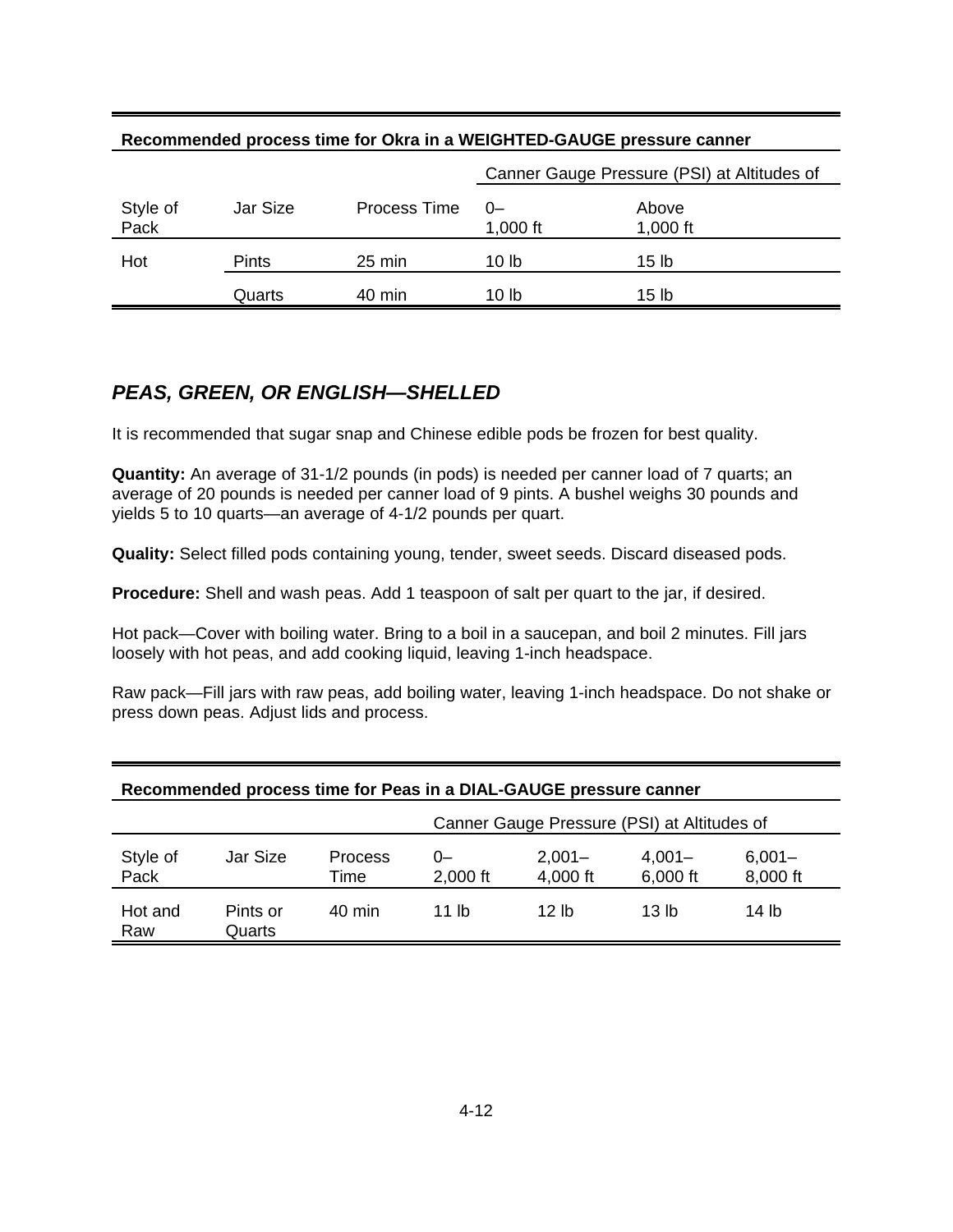| Recommended process time for Okra in a WEIGHTED-GAUGE pressure canner | | | | |
|---|---|---|---|---|
| | | | Canner Gauge Pressure (PSI) at Altitudes of | |
| Style of Pack | Jar Size | Process Time | 0–1,000 ft | Above 1,000 ft |
| Hot | Pints | 25 min | 10 lb | 15 lb |
| | Quarts | 40 min | 10 lb | 15 lb |

## *PEAS, GREEN, OR ENGLISH—SHELLED*

It is recommended that sugar snap and Chinese edible pods be frozen for best quality.

**Quantity:** An average of 31-1/2 pounds (in pods) is needed per canner load of 7 quarts; an average of 20 pounds is needed per canner load of 9 pints. A bushel weighs 30 pounds and yields 5 to 10 quarts—an average of 4-1/2 pounds per quart.

**Quality:** Select filled pods containing young, tender, sweet seeds. Discard diseased pods.

**Procedure:** Shell and wash peas. Add 1 teaspoon of salt per quart to the jar, if desired.

Hot pack—Cover with boiling water. Bring to a boil in a saucepan, and boil 2 minutes. Fill jars loosely with hot peas, and add cooking liquid, leaving 1-inch headspace.

Raw pack—Fill jars with raw peas, add boiling water, leaving 1-inch headspace. Do not shake or press down peas. Adjust lids and process.

| Recommended process time for Peas in a DIAL-GAUGE pressure canner | | | | | | |
|---|---|---|---|---|---|---|
| | | | Canner Gauge Pressure (PSI) at Altitudes of | | | |
| Style of Pack | Jar Size | Process Time | 0–2,000 ft | 2,001–4,000 ft | 4,001–6,000 ft | 6,001–8,000 ft |
| Hot and Raw | Pints or Quarts | 40 min | 11 lb | 12 lb | 13 lb | 14 lb |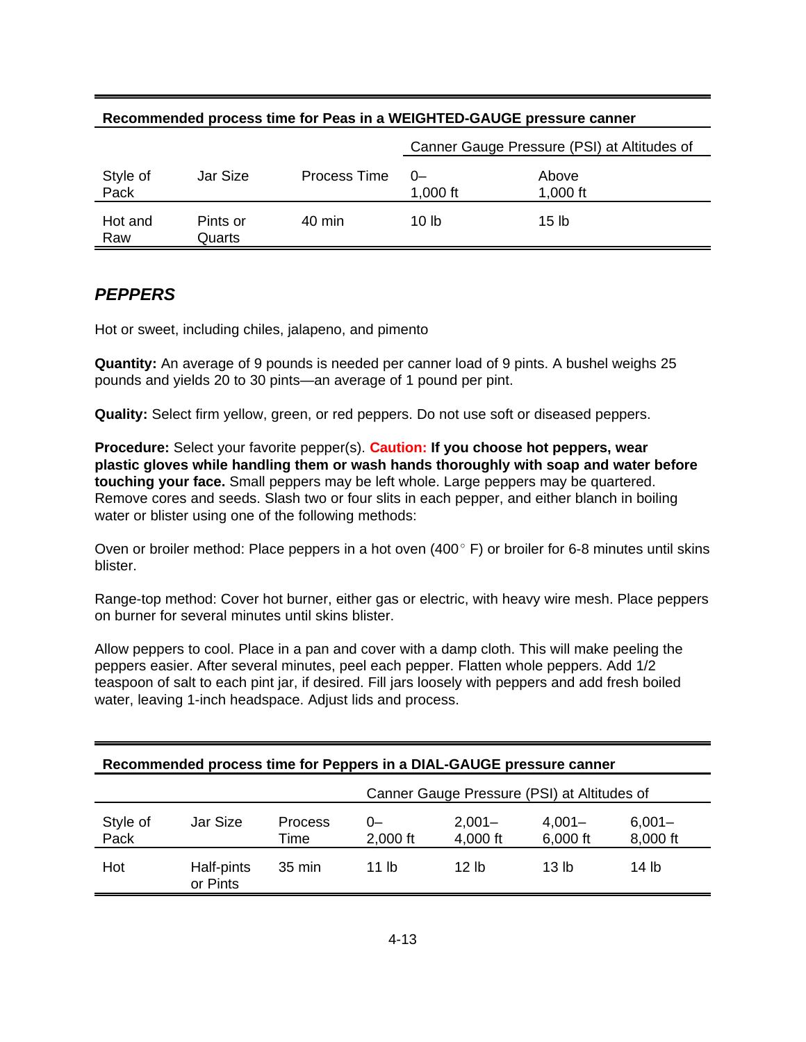**Recommended process time for Peas in a WEIGHTED-GAUGE pressure canner**

| | | | Canner Gauge Pressure (PSI) at Altitudes of | |
|---|---|---|---|---|
| Style of Pack | Jar Size | Process Time | 0–1,000 ft | Above 1,000 ft |
| Hot and Raw | Pints or Quarts | 40 min | 10 lb | 15 lb |

## *PEPPERS*

Hot or sweet, including chiles, jalapeno, and pimento

**Quantity:** An average of 9 pounds is needed per canner load of 9 pints. A bushel weighs 25 pounds and yields 20 to 30 pints—an average of 1 pound per pint.

**Quality:** Select firm yellow, green, or red peppers. Do not use soft or diseased peppers.

**Procedure:** Select your favorite pepper(s). **Caution: If you choose hot peppers, wear plastic gloves while handling them or wash hands thoroughly with soap and water before touching your face.** Small peppers may be left whole. Large peppers may be quartered. Remove cores and seeds. Slash two or four slits in each pepper, and either blanch in boiling water or blister using one of the following methods:

Oven or broiler method: Place peppers in a hot oven (400° F) or broiler for 6-8 minutes until skins blister.

Range-top method: Cover hot burner, either gas or electric, with heavy wire mesh. Place peppers on burner for several minutes until skins blister.

Allow peppers to cool. Place in a pan and cover with a damp cloth. This will make peeling the peppers easier. After several minutes, peel each pepper. Flatten whole peppers. Add 1/2 teaspoon of salt to each pint jar, if desired. Fill jars loosely with peppers and add fresh boiled water, leaving 1-inch headspace. Adjust lids and process.

**Recommended process time for Peppers in a DIAL-GAUGE pressure canner**

| | | | Canner Gauge Pressure (PSI) at Altitudes of | | | |
|---|---|---|---|---|---|---|
| Style of Pack | Jar Size | Process Time | 0–2,000 ft | 2,001–4,000 ft | 4,001–6,000 ft | 6,001–8,000 ft |
| Hot | Half-pints or Pints | 35 min | 11 lb | 12 lb | 13 lb | 14 lb |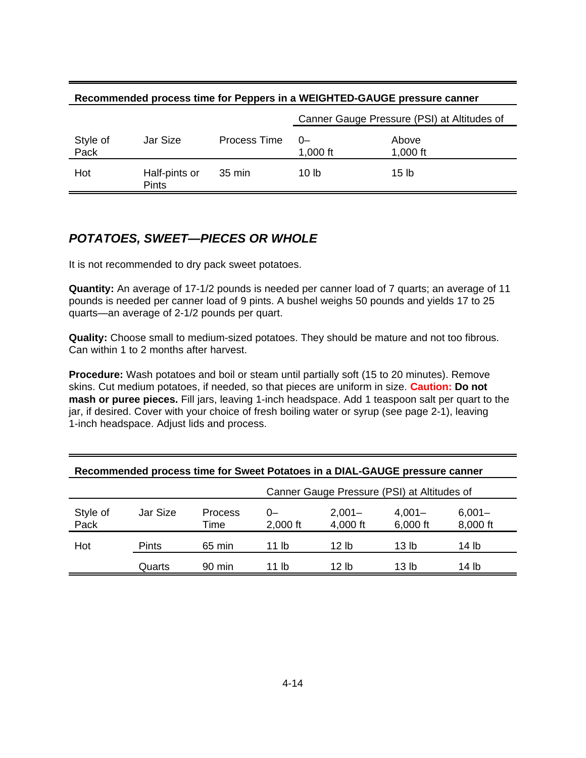| Recommended process time for Peppers in a WEIGHTED-GAUGE pressure canner | | | | |
|---|---|---|---|---|
| | | | Canner Gauge Pressure (PSI) at Altitudes of | |
| Style of Pack | Jar Size | Process Time | 0–1,000 ft | Above 1,000 ft |
| Hot | Half-pints or Pints | 35 min | 10 lb | 15 lb |

## *POTATOES, SWEET—PIECES OR WHOLE*

It is not recommended to dry pack sweet potatoes.

**Quantity:** An average of 17-1/2 pounds is needed per canner load of 7 quarts; an average of 11 pounds is needed per canner load of 9 pints. A bushel weighs 50 pounds and yields 17 to 25 quarts—an average of 2-1/2 pounds per quart.

**Quality:** Choose small to medium-sized potatoes. They should be mature and not too fibrous. Can within 1 to 2 months after harvest.

**Procedure:** Wash potatoes and boil or steam until partially soft (15 to 20 minutes). Remove skins. Cut medium potatoes, if needed, so that pieces are uniform in size. **Caution: Do not mash or puree pieces.** Fill jars, leaving 1-inch headspace. Add 1 teaspoon salt per quart to the jar, if desired. Cover with your choice of fresh boiling water or syrup (see page 2-1), leaving 1-inch headspace. Adjust lids and process.

| Recommended process time for Sweet Potatoes in a DIAL-GAUGE pressure canner | | | | | | |
|---|---|---|---|---|---|---|
| | | | Canner Gauge Pressure (PSI) at Altitudes of | | | |
| Style of Pack | Jar Size | Process Time | 0–2,000 ft | 2,001–4,000 ft | 4,001–6,000 ft | 6,001–8,000 ft |
| Hot | Pints | 65 min | 11 lb | 12 lb | 13 lb | 14 lb |
| | Quarts | 90 min | 11 lb | 12 lb | 13 lb | 14 lb |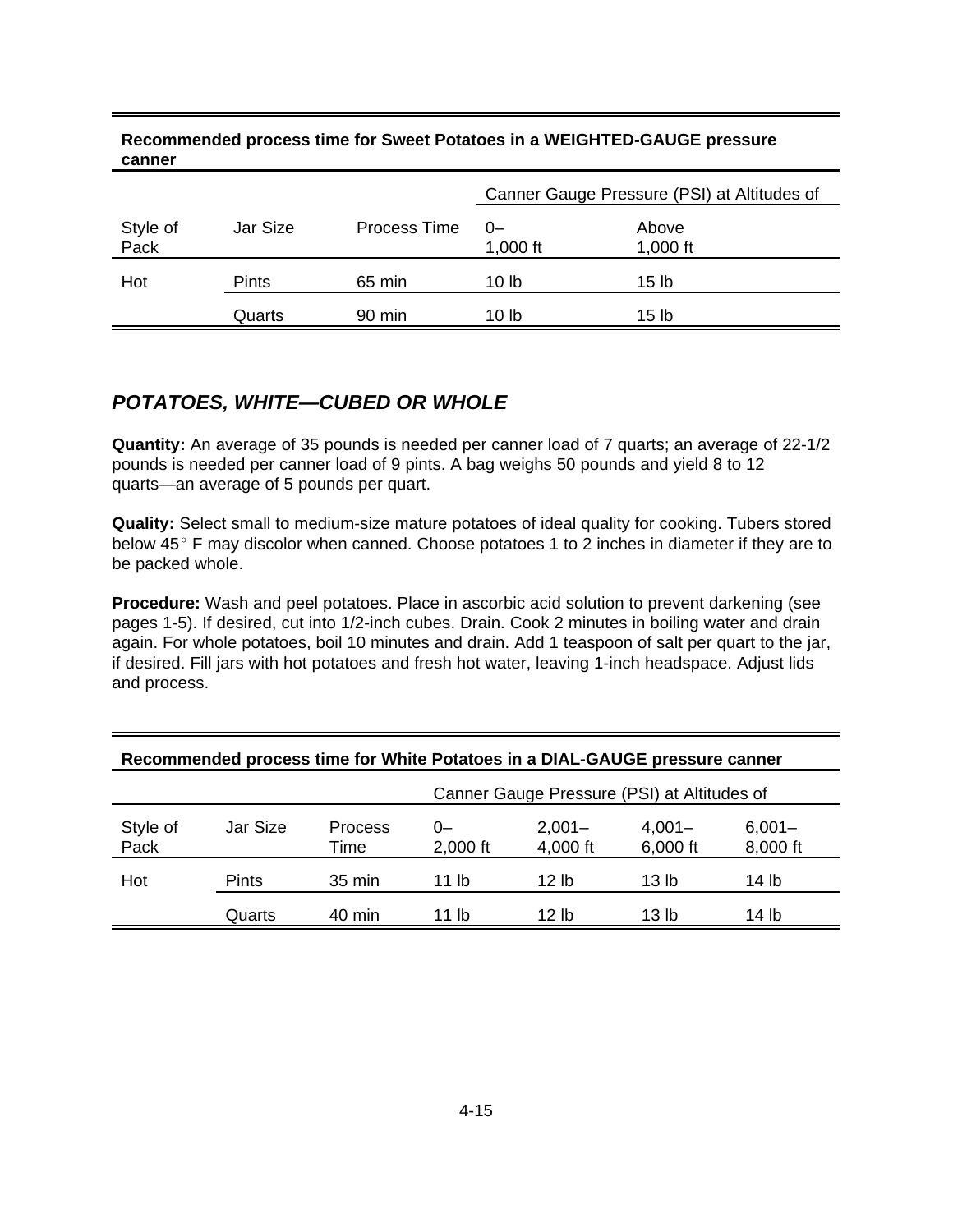**Recommended process time for Sweet Potatoes in a WEIGHTED-GAUGE pressure canner**

| | | | Canner Gauge Pressure (PSI) at Altitudes of | |
|---|---|---|---|---|
| Style of Pack | Jar Size | Process Time | 0–1,000 ft | Above 1,000 ft |
| Hot | Pints | 65 min | 10 lb | 15 lb |
| | Quarts | 90 min | 10 lb | 15 lb |

## *POTATOES, WHITE—CUBED OR WHOLE*

**Quantity:** An average of 35 pounds is needed per canner load of 7 quarts; an average of 22-1/2 pounds is needed per canner load of 9 pints. A bag weighs 50 pounds and yield 8 to 12 quarts—an average of 5 pounds per quart.

**Quality:** Select small to medium-size mature potatoes of ideal quality for cooking. Tubers stored below 45° F may discolor when canned. Choose potatoes 1 to 2 inches in diameter if they are to be packed whole.

**Procedure:** Wash and peel potatoes. Place in ascorbic acid solution to prevent darkening (see pages 1-5). If desired, cut into 1/2-inch cubes. Drain. Cook 2 minutes in boiling water and drain again. For whole potatoes, boil 10 minutes and drain. Add 1 teaspoon of salt per quart to the jar, if desired. Fill jars with hot potatoes and fresh hot water, leaving 1-inch headspace. Adjust lids and process.

**Recommended process time for White Potatoes in a DIAL-GAUGE pressure canner**

| | | | Canner Gauge Pressure (PSI) at Altitudes of | | | |
|---|---|---|---|---|---|---|
| Style of Pack | Jar Size | Process Time | 0–2,000 ft | 2,001–4,000 ft | 4,001–6,000 ft | 6,001–8,000 ft |
| Hot | Pints | 35 min | 11 lb | 12 lb | 13 lb | 14 lb |
| | Quarts | 40 min | 11 lb | 12 lb | 13 lb | 14 lb |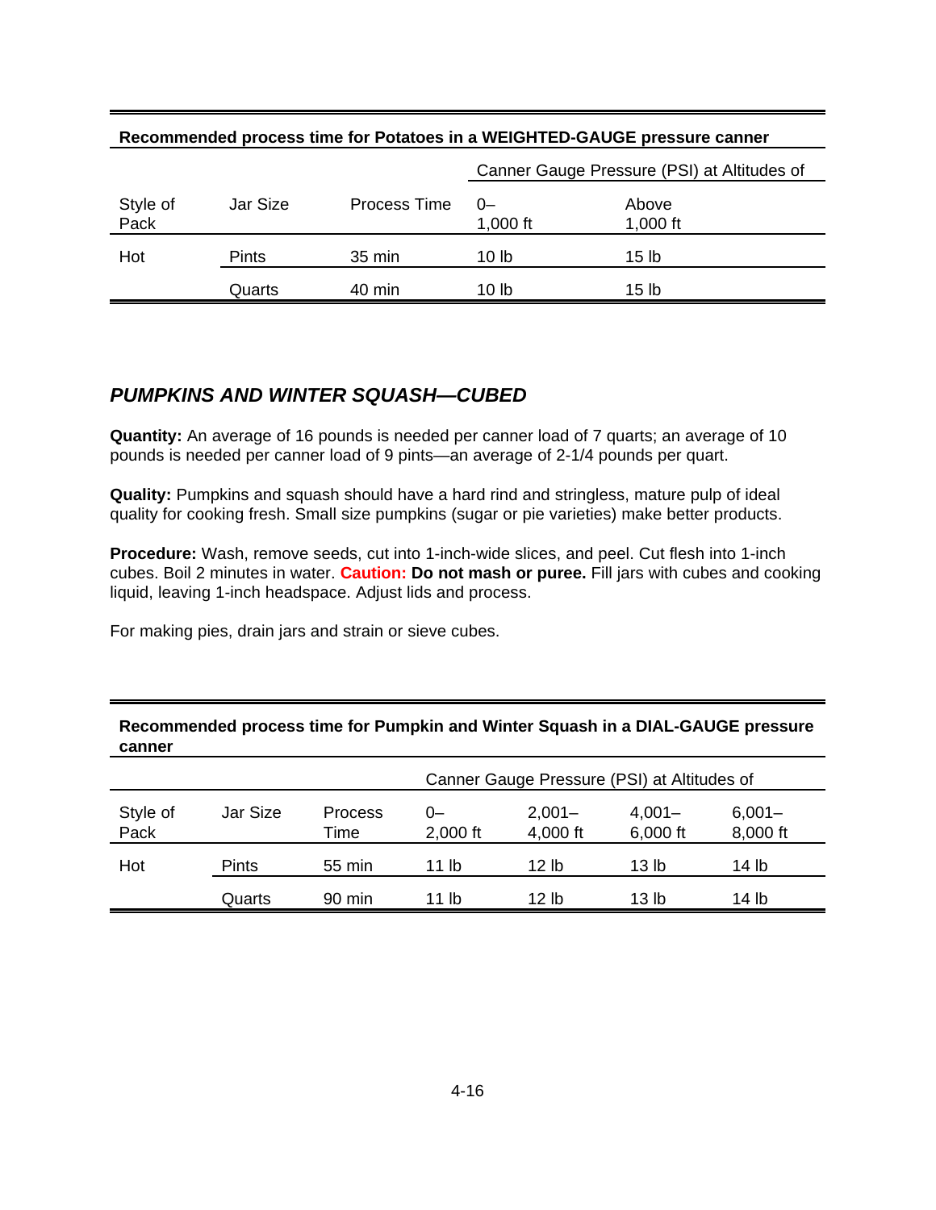**Recommended process time for Potatoes in a WEIGHTED-GAUGE pressure canner**

| | | | Canner Gauge Pressure (PSI) at Altitudes of | |
|---|---|---|---|---|
| Style of Pack | Jar Size | Process Time | 0–1,000 ft | Above 1,000 ft |
| Hot | Pints | 35 min | 10 lb | 15 lb |
| | Quarts | 40 min | 10 lb | 15 lb |

## *PUMPKINS AND WINTER SQUASH—CUBED*

**Quantity:** An average of 16 pounds is needed per canner load of 7 quarts; an average of 10 pounds is needed per canner load of 9 pints—an average of 2-1/4 pounds per quart.

**Quality:** Pumpkins and squash should have a hard rind and stringless, mature pulp of ideal quality for cooking fresh. Small size pumpkins (sugar or pie varieties) make better products.

**Procedure:** Wash, remove seeds, cut into 1-inch-wide slices, and peel. Cut flesh into 1-inch cubes. Boil 2 minutes in water. **Caution:** **Do not mash or puree.** Fill jars with cubes and cooking liquid, leaving 1-inch headspace. Adjust lids and process.

For making pies, drain jars and strain or sieve cubes.

**Recommended process time for Pumpkin and Winter Squash in a DIAL-GAUGE pressure canner**

| | | | Canner Gauge Pressure (PSI) at Altitudes of | | | |
|---|---|---|---|---|---|---|
| Style of Pack | Jar Size | Process Time | 0–2,000 ft | 2,001–4,000 ft | 4,001–6,000 ft | 6,001–8,000 ft |
| Hot | Pints | 55 min | 11 lb | 12 lb | 13 lb | 14 lb |
| | Quarts | 90 min | 11 lb | 12 lb | 13 lb | 14 lb |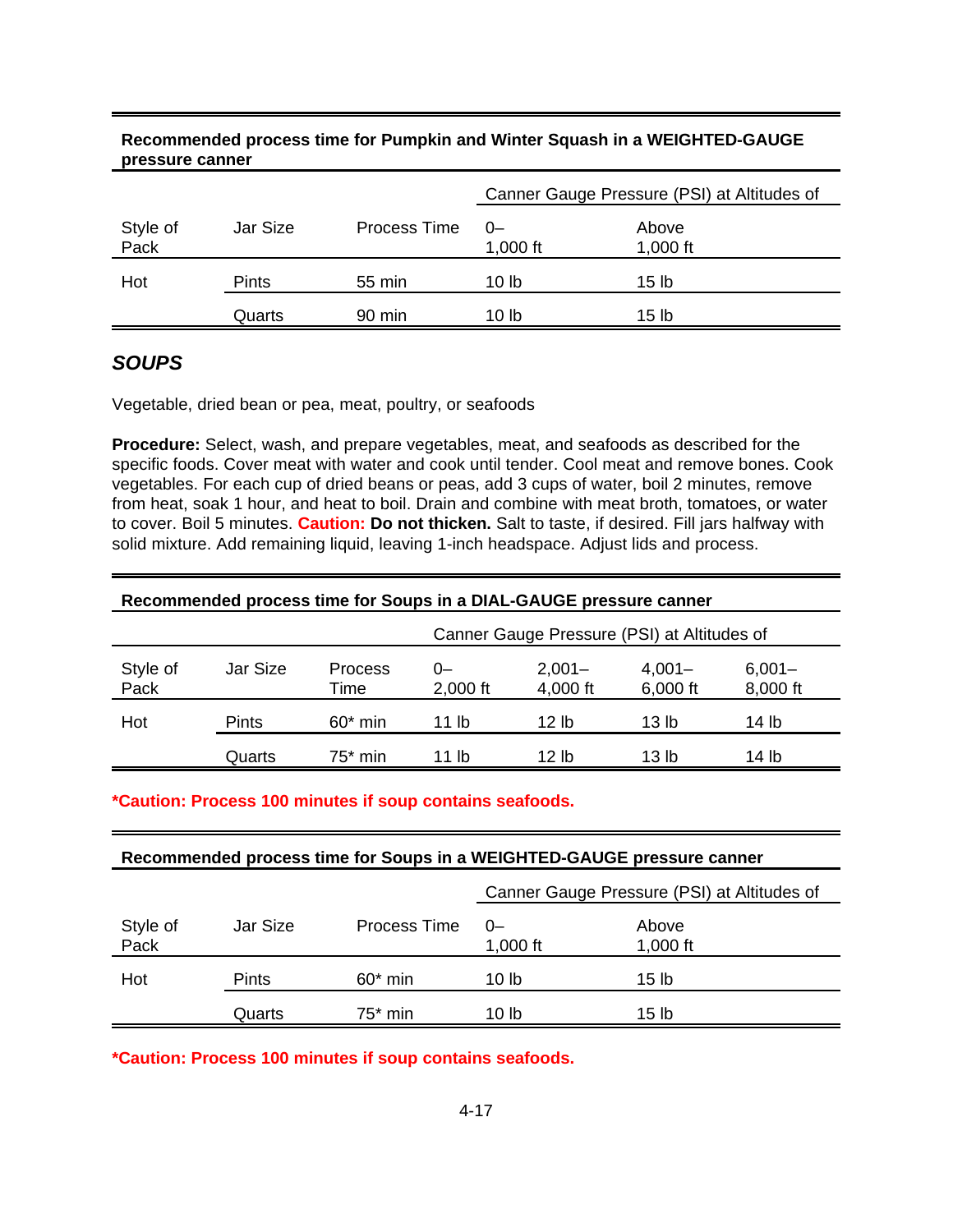**Recommended process time for Pumpkin and Winter Squash in a WEIGHTED-GAUGE pressure canner**

| | | | Canner Gauge Pressure (PSI) at Altitudes of | |
|---|---|---|---|---|
| Style of Pack | Jar Size | Process Time | 0–1,000 ft | Above 1,000 ft |
| Hot | Pints | 55 min | 10 lb | 15 lb |
| | Quarts | 90 min | 10 lb | 15 lb |

## *SOUPS*

Vegetable, dried bean or pea, meat, poultry, or seafoods

**Procedure:** Select, wash, and prepare vegetables, meat, and seafoods as described for the specific foods. Cover meat with water and cook until tender. Cool meat and remove bones. Cook vegetables. For each cup of dried beans or peas, add 3 cups of water, boil 2 minutes, remove from heat, soak 1 hour, and heat to boil. Drain and combine with meat broth, tomatoes, or water to cover. Boil 5 minutes. **Caution: Do not thicken.** Salt to taste, if desired. Fill jars halfway with solid mixture. Add remaining liquid, leaving 1-inch headspace. Adjust lids and process.

**Recommended process time for Soups in a DIAL-GAUGE pressure canner**

| | | | Canner Gauge Pressure (PSI) at Altitudes of | | | |
|---|---|---|---|---|---|---|
| Style of Pack | Jar Size | Process Time | 0–2,000 ft | 2,001–4,000 ft | 4,001–6,000 ft | 6,001–8,000 ft |
| Hot | Pints | 60* min | 11 lb | 12 lb | 13 lb | 14 lb |
| | Quarts | 75* min | 11 lb | 12 lb | 13 lb | 14 lb |

**\*Caution: Process 100 minutes if soup contains seafoods.**

**Recommended process time for Soups in a WEIGHTED-GAUGE pressure canner**

| | | | Canner Gauge Pressure (PSI) at Altitudes of | |
|---|---|---|---|---|
| Style of Pack | Jar Size | Process Time | 0–1,000 ft | Above 1,000 ft |
| Hot | Pints | 60* min | 10 lb | 15 lb |
| | Quarts | 75* min | 10 lb | 15 lb |

**\*Caution: Process 100 minutes if soup contains seafoods.**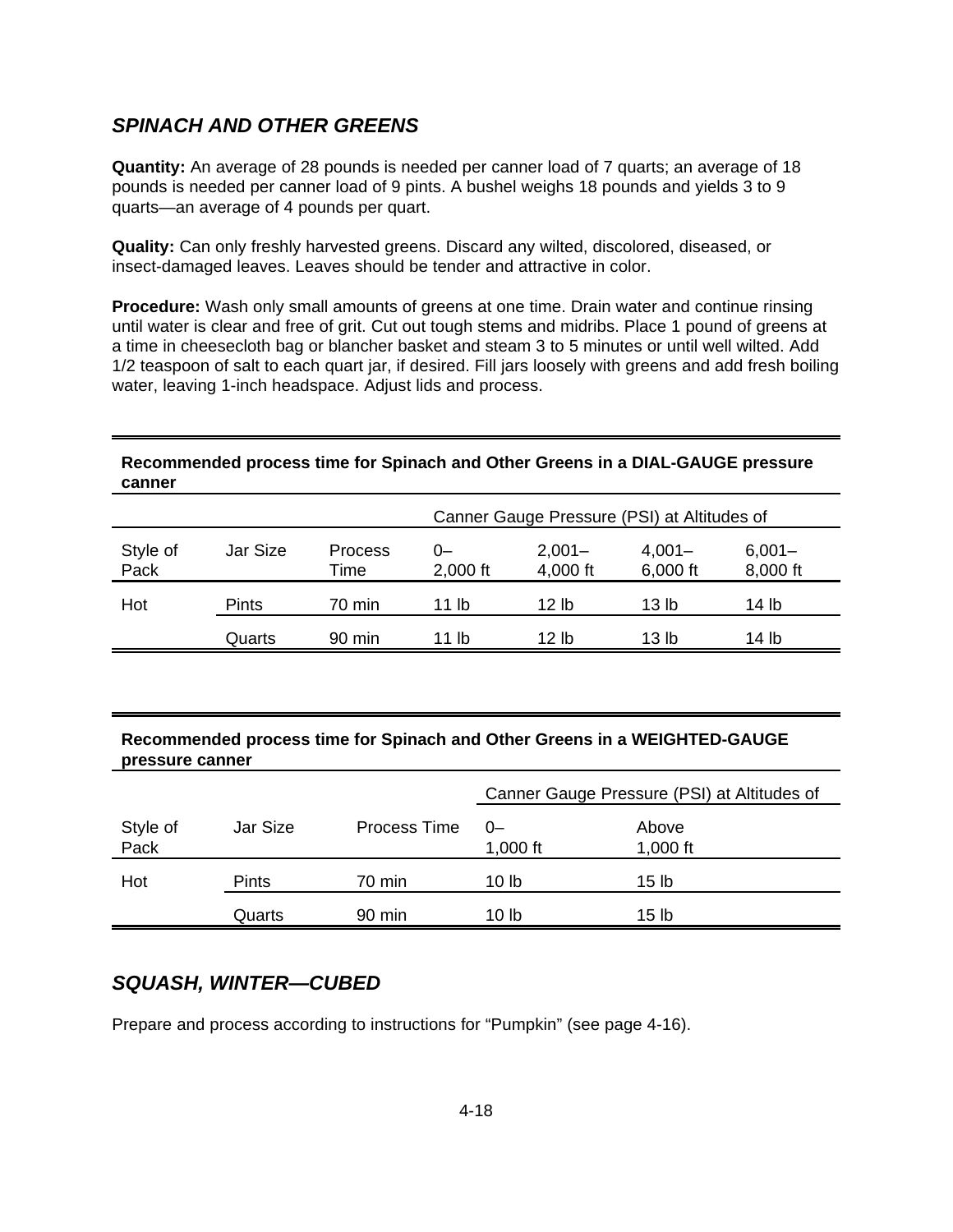## *SPINACH AND OTHER GREENS*

**Quantity:** An average of 28 pounds is needed per canner load of 7 quarts; an average of 18 pounds is needed per canner load of 9 pints. A bushel weighs 18 pounds and yields 3 to 9 quarts—an average of 4 pounds per quart.

**Quality:** Can only freshly harvested greens. Discard any wilted, discolored, diseased, or insect-damaged leaves. Leaves should be tender and attractive in color.

**Procedure:** Wash only small amounts of greens at one time. Drain water and continue rinsing until water is clear and free of grit. Cut out tough stems and midribs. Place 1 pound of greens at a time in cheesecloth bag or blancher basket and steam 3 to 5 minutes or until well wilted. Add 1/2 teaspoon of salt to each quart jar, if desired. Fill jars loosely with greens and add fresh boiling water, leaving 1-inch headspace. Adjust lids and process.

**Recommended process time for Spinach and Other Greens in a DIAL-GAUGE pressure canner**

| | | | Canner Gauge Pressure (PSI) at Altitudes of | | | |
|---|---|---|---|---|---|---|
| Style of Pack | Jar Size | Process Time | 0–2,000 ft | 2,001–4,000 ft | 4,001–6,000 ft | 6,001–8,000 ft |
| Hot | Pints | 70 min | 11 lb | 12 lb | 13 lb | 14 lb |
| | Quarts | 90 min | 11 lb | 12 lb | 13 lb | 14 lb |

**Recommended process time for Spinach and Other Greens in a WEIGHTED-GAUGE pressure canner**

| | | | Canner Gauge Pressure (PSI) at Altitudes of | |
|---|---|---|---|---|
| Style of Pack | Jar Size | Process Time | 0–1,000 ft | Above 1,000 ft |
| Hot | Pints | 70 min | 10 lb | 15 lb |
| | Quarts | 90 min | 10 lb | 15 lb |

## *SQUASH, WINTER—CUBED*

Prepare and process according to instructions for "Pumpkin" (see page 4-16).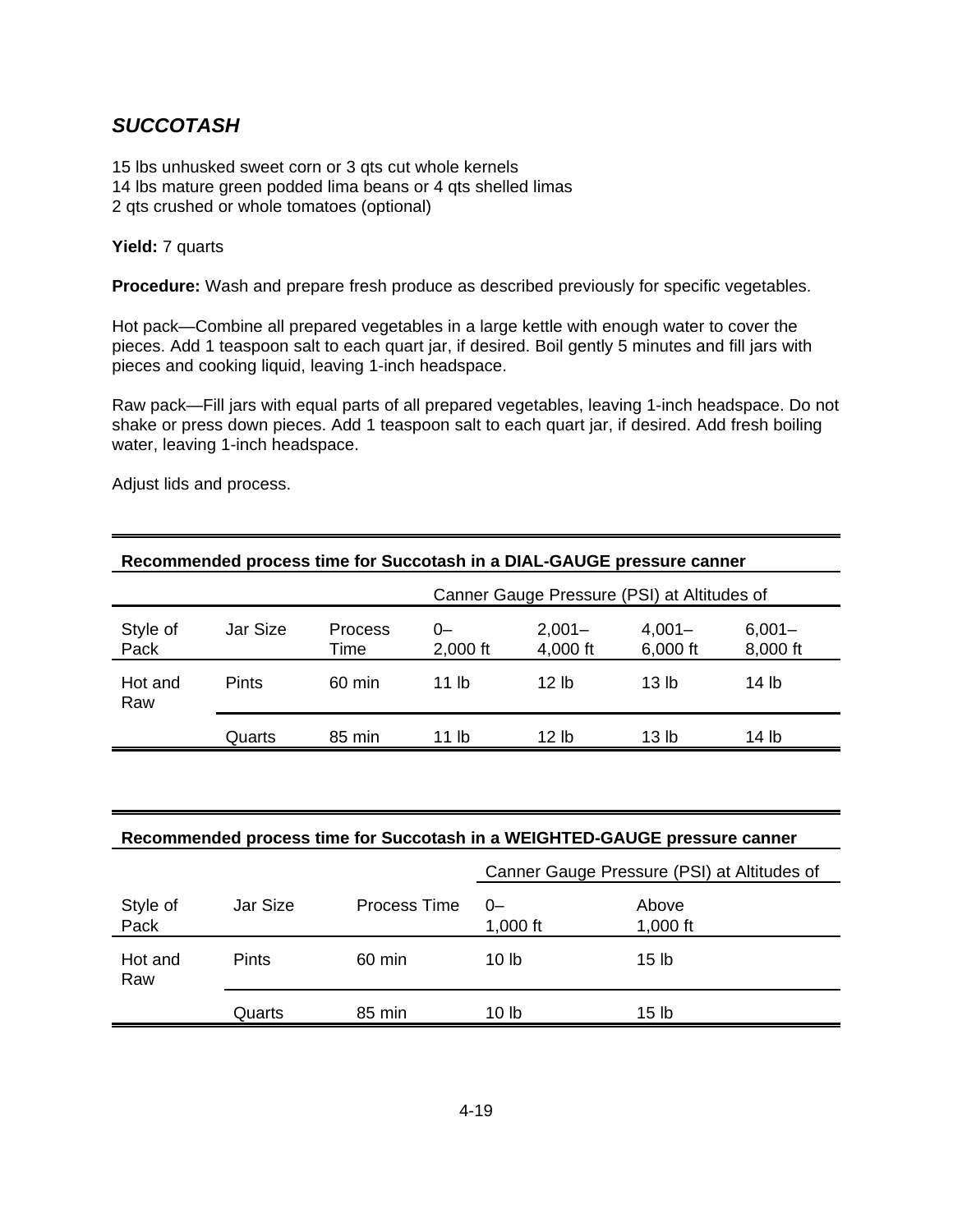## *SUCCOTASH*

15 lbs unhusked sweet corn or 3 qts cut whole kernels
14 lbs mature green podded lima beans or 4 qts shelled limas
2 qts crushed or whole tomatoes (optional)

**Yield:** 7 quarts

**Procedure:** Wash and prepare fresh produce as described previously for specific vegetables.

Hot pack—Combine all prepared vegetables in a large kettle with enough water to cover the pieces. Add 1 teaspoon salt to each quart jar, if desired. Boil gently 5 minutes and fill jars with pieces and cooking liquid, leaving 1-inch headspace.

Raw pack—Fill jars with equal parts of all prepared vegetables, leaving 1-inch headspace. Do not shake or press down pieces. Add 1 teaspoon salt to each quart jar, if desired. Add fresh boiling water, leaving 1-inch headspace.

Adjust lids and process.

**Recommended process time for Succotash in a DIAL-GAUGE pressure canner**

| | | | Canner Gauge Pressure (PSI) at Altitudes of | | | |
|---|---|---|---|---|---|---|
| Style of Pack | Jar Size | Process Time | 0– 2,000 ft | 2,001– 4,000 ft | 4,001– 6,000 ft | 6,001– 8,000 ft |
| Hot and Raw | Pints | 60 min | 11 lb | 12 lb | 13 lb | 14 lb |
| | Quarts | 85 min | 11 lb | 12 lb | 13 lb | 14 lb |

**Recommended process time for Succotash in a WEIGHTED-GAUGE pressure canner**

| | | | Canner Gauge Pressure (PSI) at Altitudes of | |
|---|---|---|---|---|
| Style of Pack | Jar Size | Process Time | 0– 1,000 ft | Above 1,000 ft |
| Hot and Raw | Pints | 60 min | 10 lb | 15 lb |
| | Quarts | 85 min | 10 lb | 15 lb |